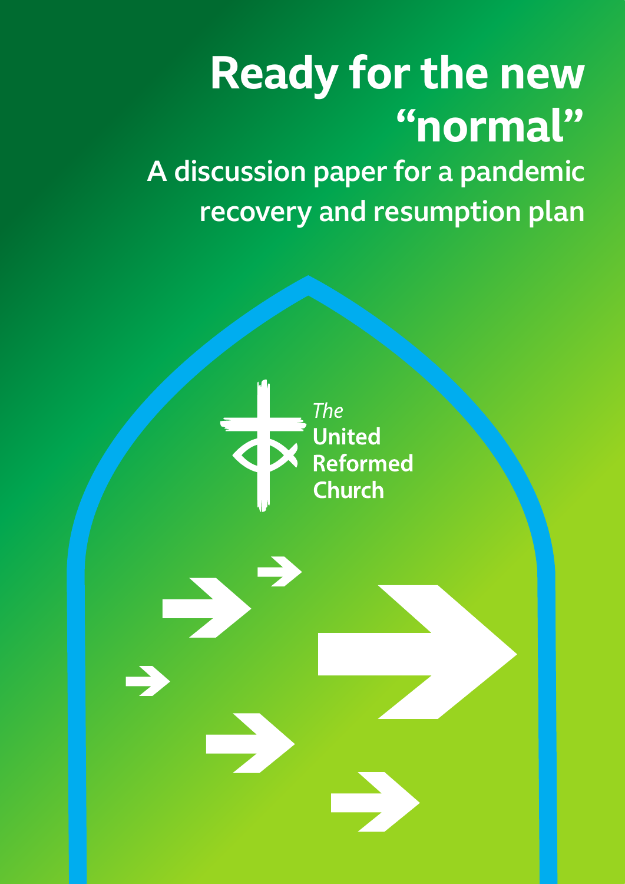# Ready for the new "normal"

## A discussion paper for a pandemic recovery and resumption plan

*The* United Reformed Church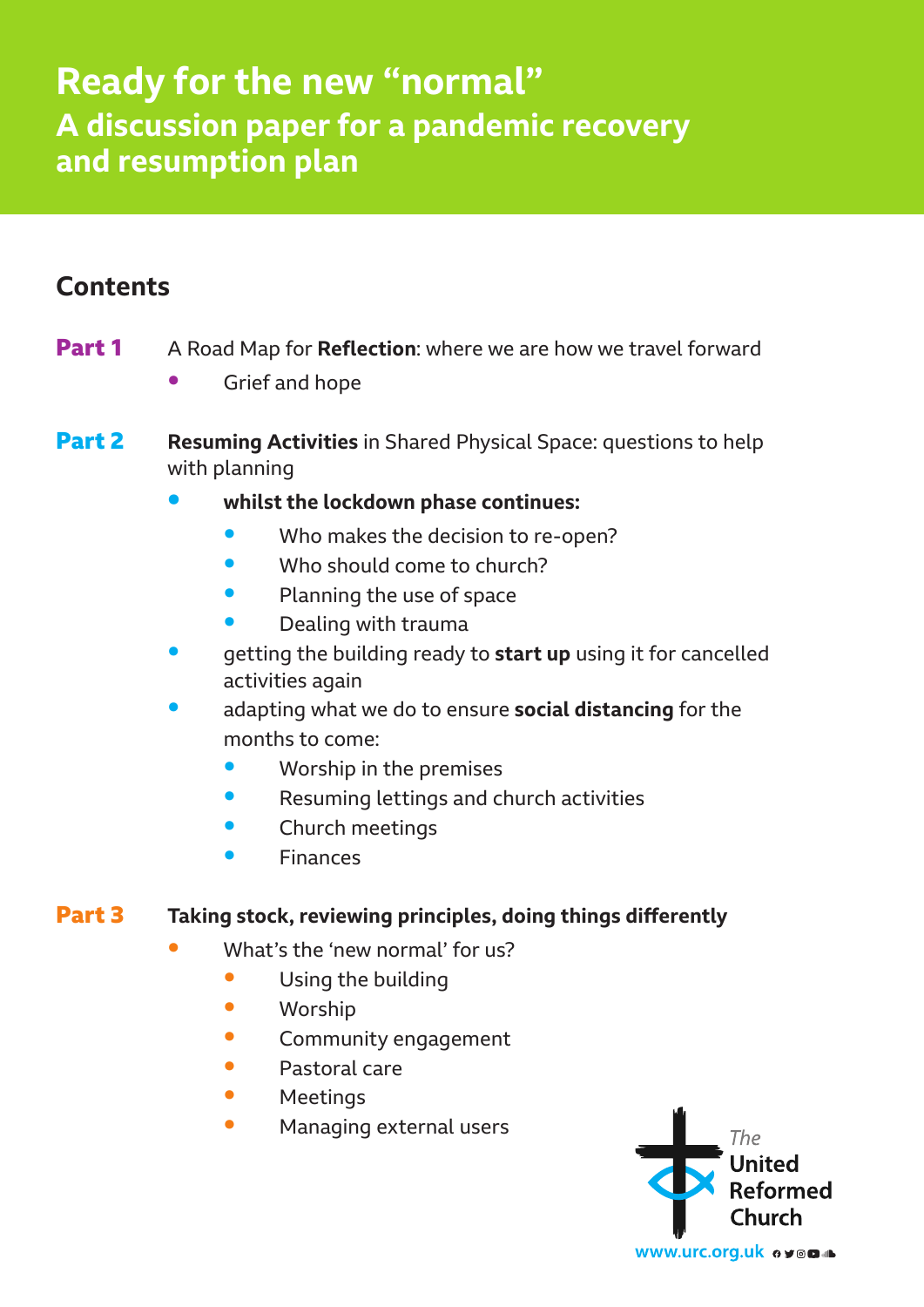# Ready for the new "normal"

## A discussion paper for a pandemic recovery and resumption plan

## Contents

**Part 1** A Road Map for **Reflection**: where we are how we travel forward

- Grief and hope

**Part 2** **Resuming Activities** in Shared Physical Space: questions to help with planning

- **whilst the lockdown phase continues:**
  - Who makes the decision to re-open?
  - Who should come to church?
  - Planning the use of space
  - Dealing with trauma
- getting the building ready to **start up** using it for cancelled activities again
- adapting what we do to ensure **social distancing** for the months to come:
  - Worship in the premises
  - Resuming lettings and church activities
  - Church meetings
  - Finances

**Part 3** **Taking stock, reviewing principles, doing things differently**

- What's the 'new normal' for us?
  - Using the building
  - Worship
  - Community engagement
  - Pastoral care
  - Meetings
  - Managing external users

*The* United Reformed Church

www.urc.org.uk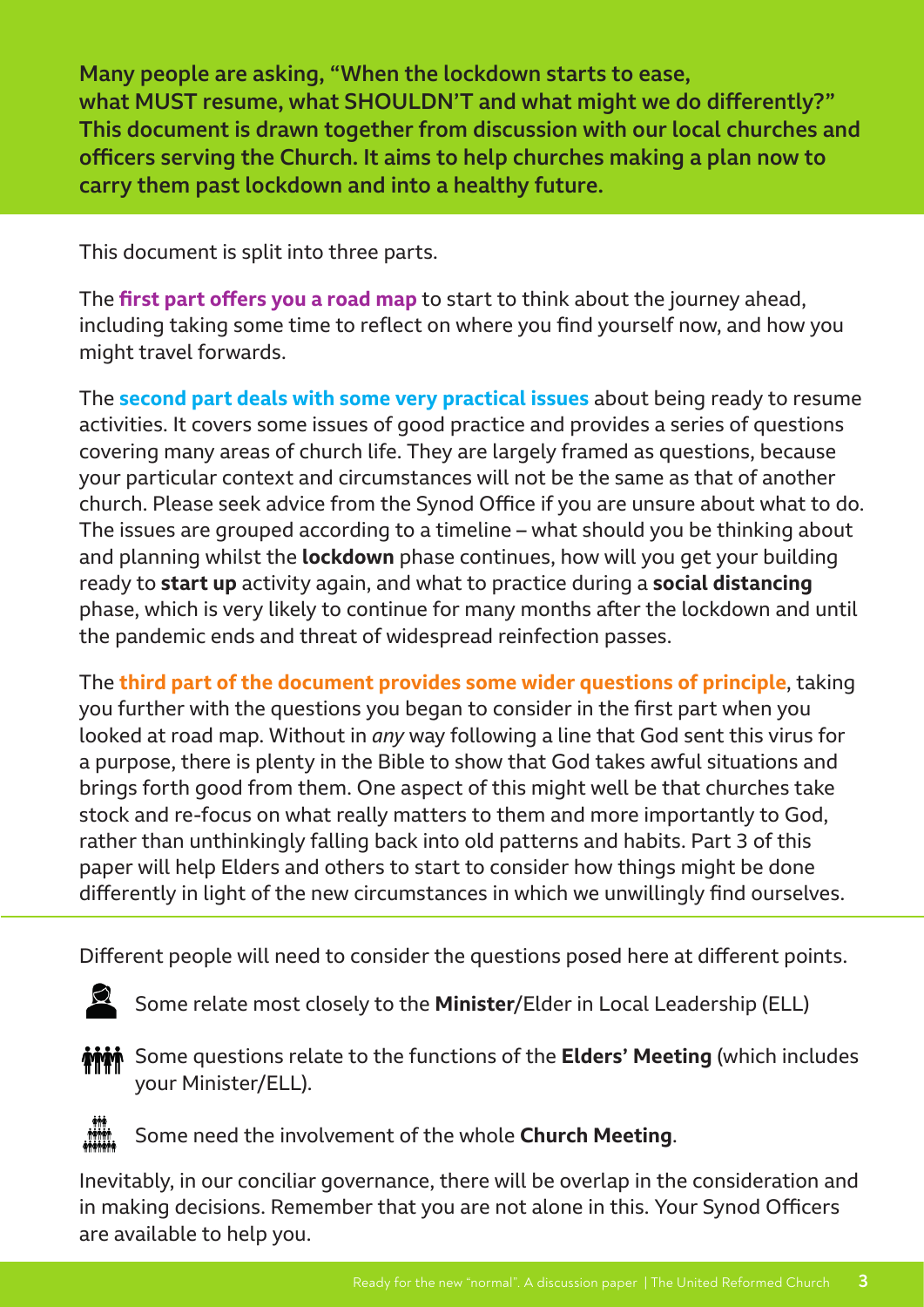**Many people are asking, "When the lockdown starts to ease, what MUST resume, what SHOULDN'T and what might we do differently?" This document is drawn together from discussion with our local churches and officers serving the Church. It aims to help churches making a plan now to carry them past lockdown and into a healthy future.**

This document is split into three parts.

The **first part offers you a road map** to start to think about the journey ahead, including taking some time to reflect on where you find yourself now, and how you might travel forwards.

The **second part deals with some very practical issues** about being ready to resume activities. It covers some issues of good practice and provides a series of questions covering many areas of church life. They are largely framed as questions, because your particular context and circumstances will not be the same as that of another church. Please seek advice from the Synod Office if you are unsure about what to do. The issues are grouped according to a timeline – what should you be thinking about and planning whilst the **lockdown** phase continues, how will you get your building ready to **start up** activity again, and what to practice during a **social distancing** phase, which is very likely to continue for many months after the lockdown and until the pandemic ends and threat of widespread reinfection passes.

The **third part of the document provides some wider questions of principle**, taking you further with the questions you began to consider in the first part when you looked at road map. Without in *any* way following a line that God sent this virus for a purpose, there is plenty in the Bible to show that God takes awful situations and brings forth good from them. One aspect of this might well be that churches take stock and re-focus on what really matters to them and more importantly to God, rather than unthinkingly falling back into old patterns and habits. Part 3 of this paper will help Elders and others to start to consider how things might be done differently in light of the new circumstances in which we unwillingly find ourselves.

---

Different people will need to consider the questions posed here at different points.

- Some relate most closely to the **Minister**/Elder in Local Leadership (ELL)
- Some questions relate to the functions of the **Elders' Meeting** (which includes your Minister/ELL).
- Some need the involvement of the whole **Church Meeting**.

Inevitably, in our conciliar governance, there will be overlap in the consideration and in making decisions. Remember that you are not alone in this. Your Synod Officers are available to help you.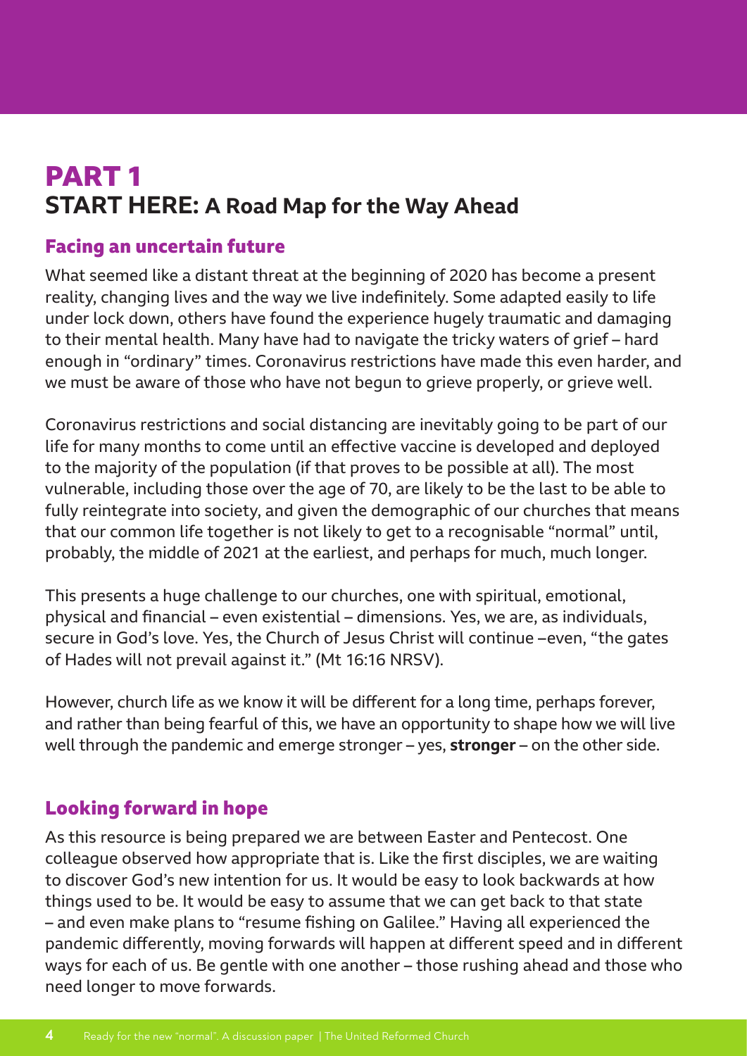# PART 1
## START HERE: A Road Map for the Way Ahead

### Facing an uncertain future

What seemed like a distant threat at the beginning of 2020 has become a present reality, changing lives and the way we live indefinitely. Some adapted easily to life under lock down, others have found the experience hugely traumatic and damaging to their mental health. Many have had to navigate the tricky waters of grief – hard enough in "ordinary" times. Coronavirus restrictions have made this even harder, and we must be aware of those who have not begun to grieve properly, or grieve well.

Coronavirus restrictions and social distancing are inevitably going to be part of our life for many months to come until an effective vaccine is developed and deployed to the majority of the population (if that proves to be possible at all). The most vulnerable, including those over the age of 70, are likely to be the last to be able to fully reintegrate into society, and given the demographic of our churches that means that our common life together is not likely to get to a recognisable "normal" until, probably, the middle of 2021 at the earliest, and perhaps for much, much longer.

This presents a huge challenge to our churches, one with spiritual, emotional, physical and financial – even existential – dimensions. Yes, we are, as individuals, secure in God's love. Yes, the Church of Jesus Christ will continue –even, "the gates of Hades will not prevail against it." (Mt 16:16 NRSV).

However, church life as we know it will be different for a long time, perhaps forever, and rather than being fearful of this, we have an opportunity to shape how we will live well through the pandemic and emerge stronger – yes, **stronger** – on the other side.

### Looking forward in hope

As this resource is being prepared we are between Easter and Pentecost. One colleague observed how appropriate that is. Like the first disciples, we are waiting to discover God's new intention for us. It would be easy to look backwards at how things used to be. It would be easy to assume that we can get back to that state – and even make plans to "resume fishing on Galilee." Having all experienced the pandemic differently, moving forwards will happen at different speed and in different ways for each of us. Be gentle with one another – those rushing ahead and those who need longer to move forwards.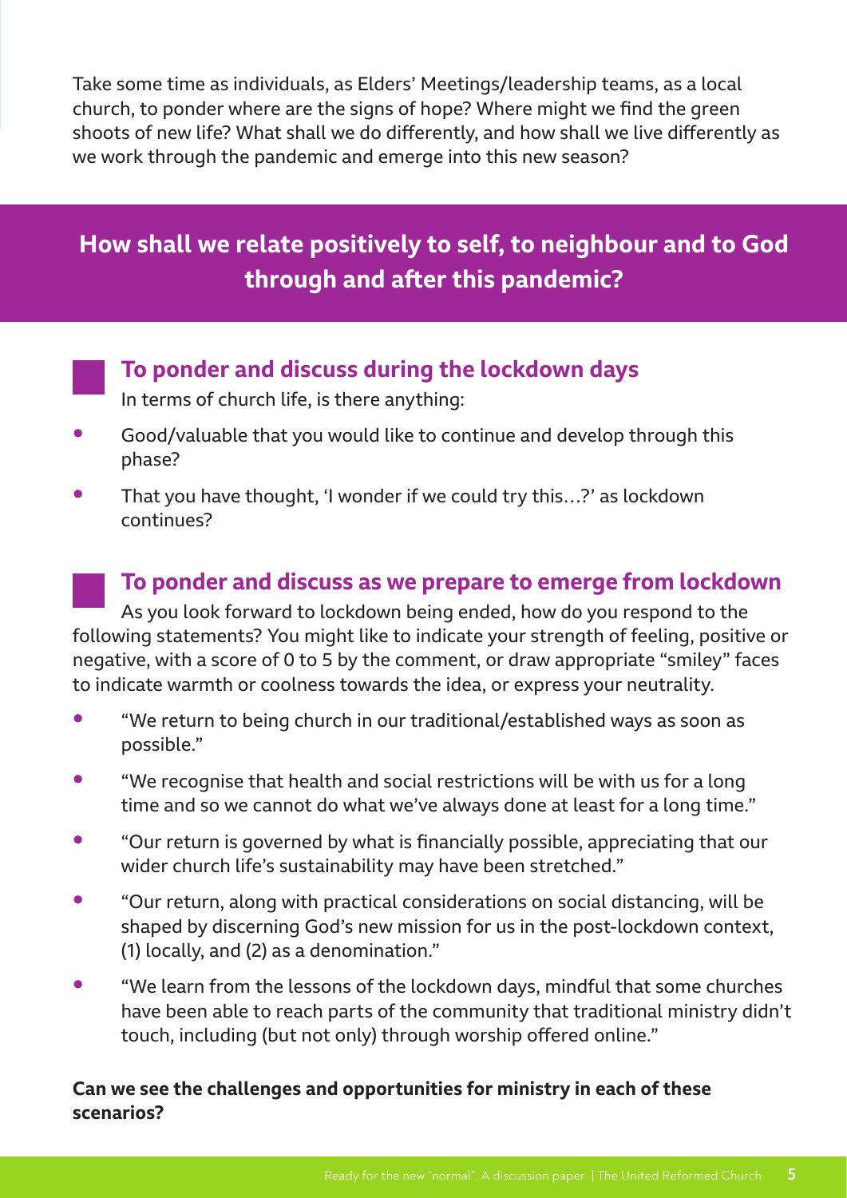Take some time as individuals, as Elders' Meetings/leadership teams, as a local church, to ponder where are the signs of hope? Where might we find the green shoots of new life? What shall we do differently, and how shall we live differently as we work through the pandemic and emerge into this new season?

## How shall we relate positively to self, to neighbour and to God through and after this pandemic?

### To ponder and discuss during the lockdown days

In terms of church life, is there anything:

- Good/valuable that you would like to continue and develop through this phase?
- That you have thought, 'I wonder if we could try this…?' as lockdown continues?

### To ponder and discuss as we prepare to emerge from lockdown

As you look forward to lockdown being ended, how do you respond to the following statements? You might like to indicate your strength of feeling, positive or negative, with a score of 0 to 5 by the comment, or draw appropriate "smiley" faces to indicate warmth or coolness towards the idea, or express your neutrality.

- "We return to being church in our traditional/established ways as soon as possible."
- "We recognise that health and social restrictions will be with us for a long time and so we cannot do what we've always done at least for a long time."
- "Our return is governed by what is financially possible, appreciating that our wider church life's sustainability may have been stretched."
- "Our return, along with practical considerations on social distancing, will be shaped by discerning God's new mission for us in the post-lockdown context, (1) locally, and (2) as a denomination."
- "We learn from the lessons of the lockdown days, mindful that some churches have been able to reach parts of the community that traditional ministry didn't touch, including (but not only) through worship offered online."

**Can we see the challenges and opportunities for ministry in each of these scenarios?**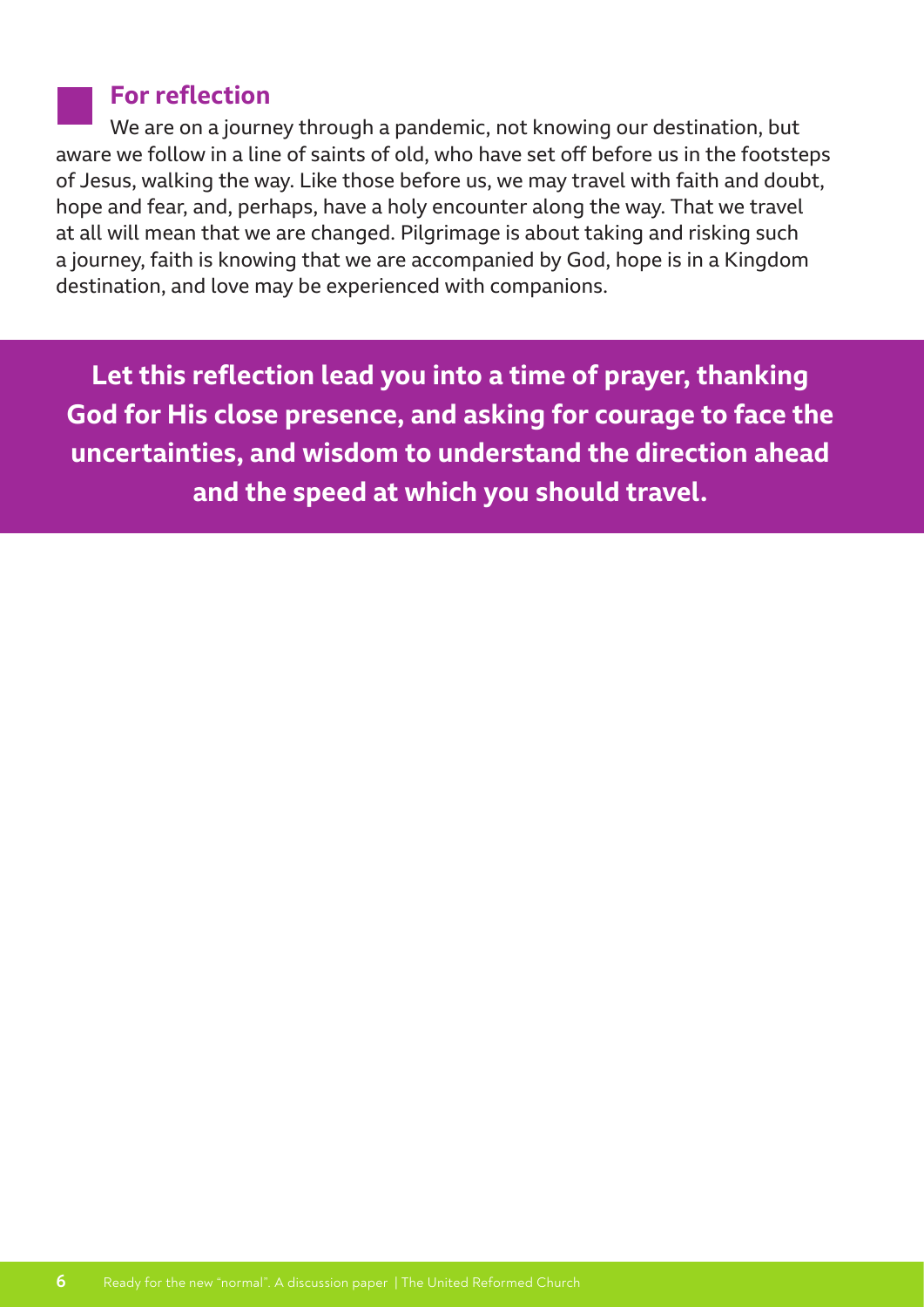## For reflection

We are on a journey through a pandemic, not knowing our destination, but aware we follow in a line of saints of old, who have set off before us in the footsteps of Jesus, walking the way. Like those before us, we may travel with faith and doubt, hope and fear, and, perhaps, have a holy encounter along the way. That we travel at all will mean that we are changed. Pilgrimage is about taking and risking such a journey, faith is knowing that we are accompanied by God, hope is in a Kingdom destination, and love may be experienced with companions.

**Let this reflection lead you into a time of prayer, thanking God for His close presence, and asking for courage to face the uncertainties, and wisdom to understand the direction ahead and the speed at which you should travel.**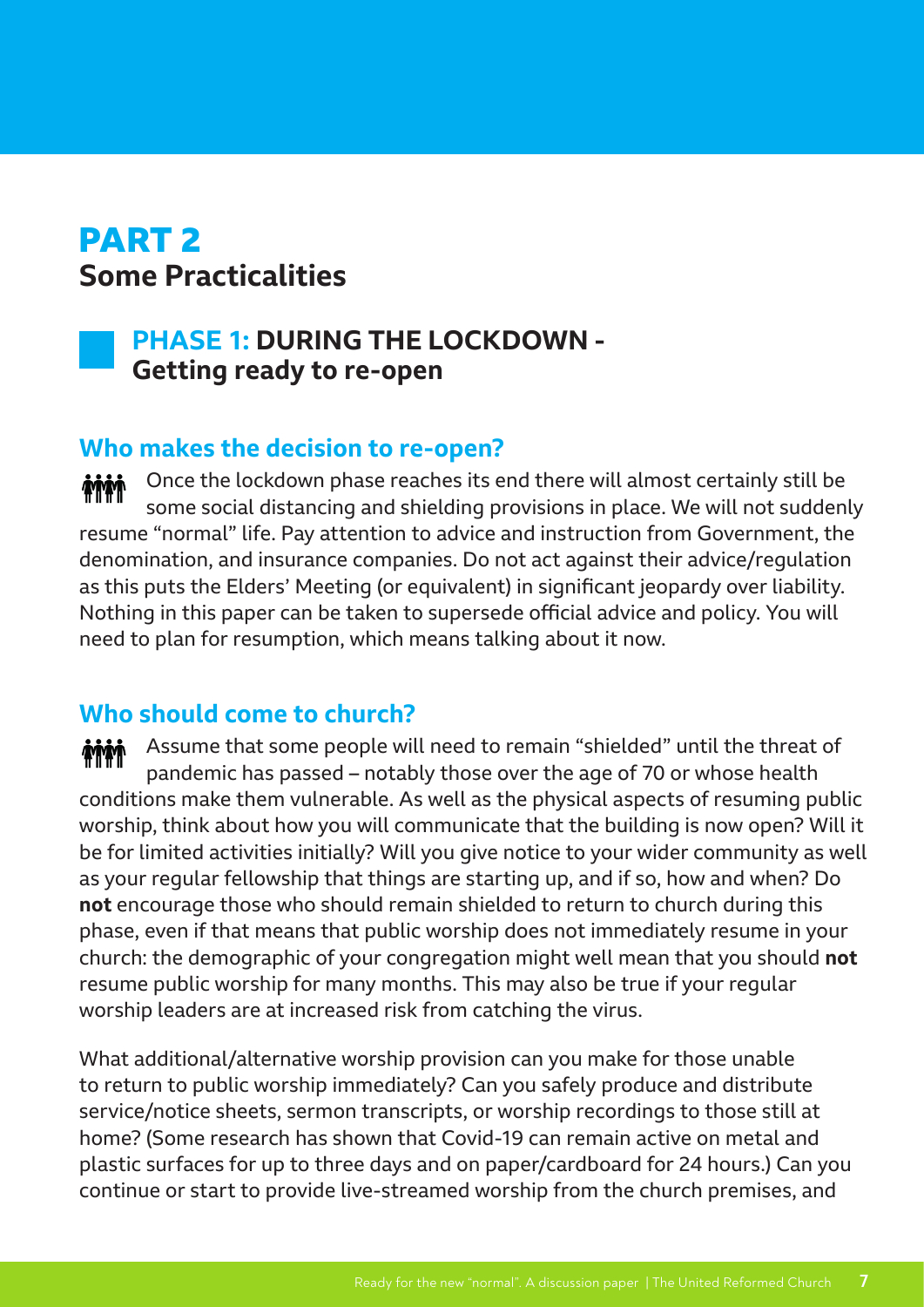# PART 2
## Some Practicalities

### PHASE 1: DURING THE LOCKDOWN - Getting ready to re-open

#### Who makes the decision to re-open?

Once the lockdown phase reaches its end there will almost certainly still be some social distancing and shielding provisions in place. We will not suddenly resume "normal" life. Pay attention to advice and instruction from Government, the denomination, and insurance companies. Do not act against their advice/regulation as this puts the Elders' Meeting (or equivalent) in significant jeopardy over liability. Nothing in this paper can be taken to supersede official advice and policy. You will need to plan for resumption, which means talking about it now.

#### Who should come to church?

Assume that some people will need to remain "shielded" until the threat of pandemic has passed – notably those over the age of 70 or whose health conditions make them vulnerable. As well as the physical aspects of resuming public worship, think about how you will communicate that the building is now open? Will it be for limited activities initially? Will you give notice to your wider community as well as your regular fellowship that things are starting up, and if so, how and when? Do **not** encourage those who should remain shielded to return to church during this phase, even if that means that public worship does not immediately resume in your church: the demographic of your congregation might well mean that you should **not** resume public worship for many months. This may also be true if your regular worship leaders are at increased risk from catching the virus.

What additional/alternative worship provision can you make for those unable to return to public worship immediately? Can you safely produce and distribute service/notice sheets, sermon transcripts, or worship recordings to those still at home? (Some research has shown that Covid-19 can remain active on metal and plastic surfaces for up to three days and on paper/cardboard for 24 hours.) Can you continue or start to provide live-streamed worship from the church premises, and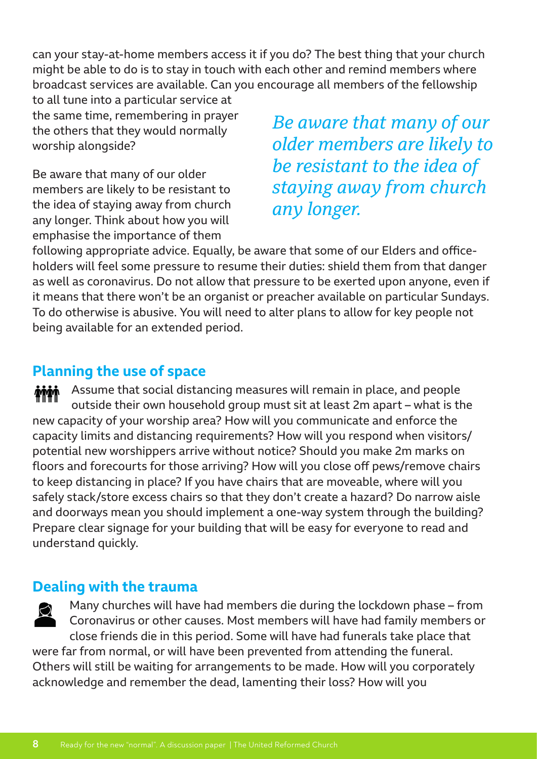can your stay-at-home members access it if you do? The best thing that your church might be able to do is to stay in touch with each other and remind members where broadcast services are available. Can you encourage all members of the fellowship to all tune into a particular service at the same time, remembering in prayer the others that they would normally worship alongside?

*Be aware that many of our older members are likely to be resistant to the idea of staying away from church any longer.*

Be aware that many of our older members are likely to be resistant to the idea of staying away from church any longer. Think about how you will emphasise the importance of them following appropriate advice. Equally, be aware that some of our Elders and office-holders will feel some pressure to resume their duties: shield them from that danger as well as coronavirus. Do not allow that pressure to be exerted upon anyone, even if it means that there won't be an organist or preacher available on particular Sundays. To do otherwise is abusive. You will need to alter plans to allow for key people not being available for an extended period.

## Planning the use of space

Assume that social distancing measures will remain in place, and people outside their own household group must sit at least 2m apart – what is the new capacity of your worship area? How will you communicate and enforce the capacity limits and distancing requirements? How will you respond when visitors/potential new worshippers arrive without notice? Should you make 2m marks on floors and forecourts for those arriving? How will you close off pews/remove chairs to keep distancing in place? If you have chairs that are moveable, where will you safely stack/store excess chairs so that they don't create a hazard? Do narrow aisle and doorways mean you should implement a one-way system through the building? Prepare clear signage for your building that will be easy for everyone to read and understand quickly.

## Dealing with the trauma

Many churches will have had members die during the lockdown phase – from Coronavirus or other causes. Most members will have had family members or close friends die in this period. Some will have had funerals take place that were far from normal, or will have been prevented from attending the funeral. Others will still be waiting for arrangements to be made. How will you corporately acknowledge and remember the dead, lamenting their loss? How will you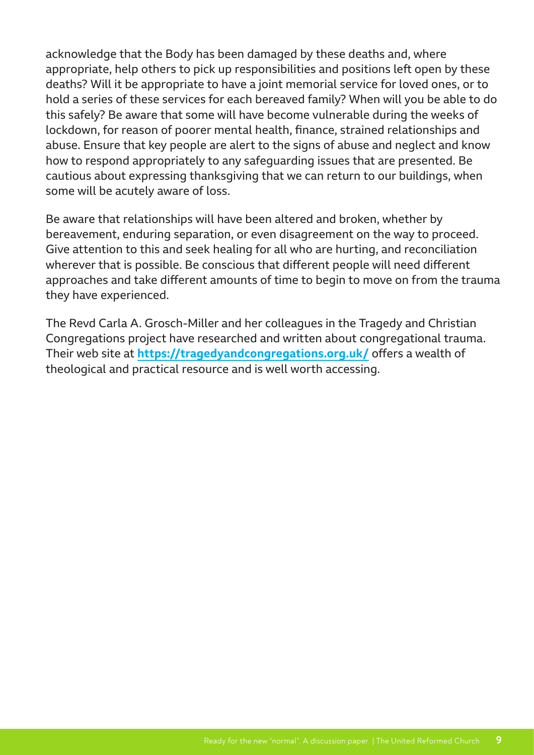acknowledge that the Body has been damaged by these deaths and, where appropriate, help others to pick up responsibilities and positions left open by these deaths? Will it be appropriate to have a joint memorial service for loved ones, or to hold a series of these services for each bereaved family? When will you be able to do this safely? Be aware that some will have become vulnerable during the weeks of lockdown, for reason of poorer mental health, finance, strained relationships and abuse. Ensure that key people are alert to the signs of abuse and neglect and know how to respond appropriately to any safeguarding issues that are presented. Be cautious about expressing thanksgiving that we can return to our buildings, when some will be acutely aware of loss.

Be aware that relationships will have been altered and broken, whether by bereavement, enduring separation, or even disagreement on the way to proceed. Give attention to this and seek healing for all who are hurting, and reconciliation wherever that is possible. Be conscious that different people will need different approaches and take different amounts of time to begin to move on from the trauma they have experienced.

The Revd Carla A. Grosch-Miller and her colleagues in the Tragedy and Christian Congregations project have researched and written about congregational trauma. Their web site at **https://tragedyandcongregations.org.uk/** offers a wealth of theological and practical resource and is well worth accessing.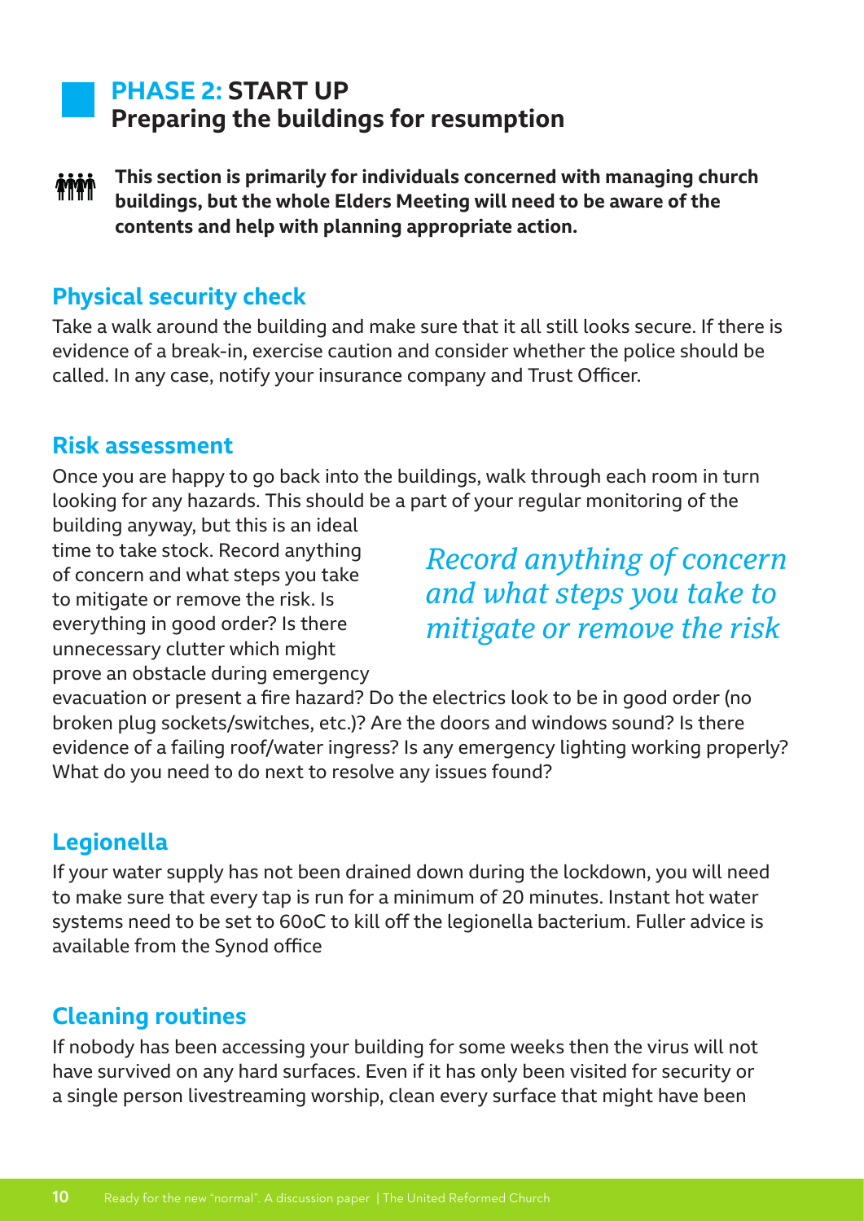## PHASE 2: START UP
## Preparing the buildings for resumption

**This section is primarily for individuals concerned with managing church buildings, but the whole Elders Meeting will need to be aware of the contents and help with planning appropriate action.**

### Physical security check

Take a walk around the building and make sure that it all still looks secure. If there is evidence of a break-in, exercise caution and consider whether the police should be called. In any case, notify your insurance company and Trust Officer.

### Risk assessment

Once you are happy to go back into the buildings, walk through each room in turn looking for any hazards. This should be a part of your regular monitoring of the building anyway, but this is an ideal time to take stock. Record anything of concern and what steps you take to mitigate or remove the risk. Is everything in good order? Is there unnecessary clutter which might prove an obstacle during emergency evacuation or present a fire hazard? Do the electrics look to be in good order (no broken plug sockets/switches, etc.)? Are the doors and windows sound? Is there evidence of a failing roof/water ingress? Is any emergency lighting working properly? What do you need to do next to resolve any issues found?

*Record anything of concern and what steps you take to mitigate or remove the risk*

### Legionella

If your water supply has not been drained down during the lockdown, you will need to make sure that every tap is run for a minimum of 20 minutes. Instant hot water systems need to be set to 60oC to kill off the legionella bacterium. Fuller advice is available from the Synod office

### Cleaning routines

If nobody has been accessing your building for some weeks then the virus will not have survived on any hard surfaces. Even if it has only been visited for security or a single person livestreaming worship, clean every surface that might have been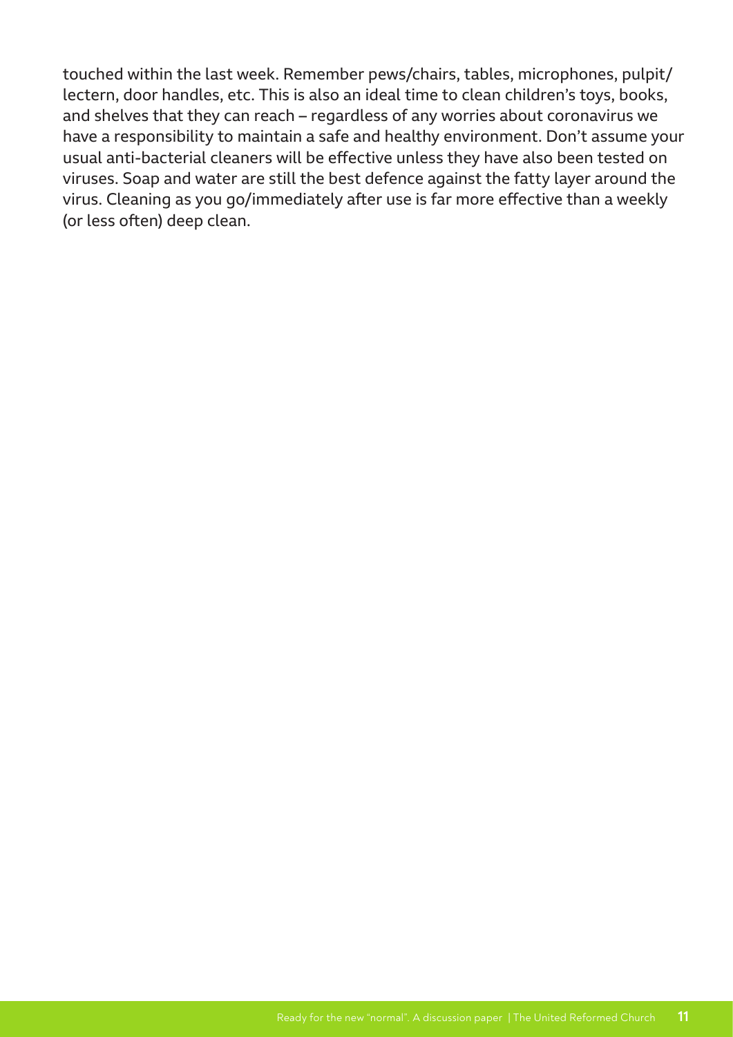touched within the last week. Remember pews/chairs, tables, microphones, pulpit/lectern, door handles, etc. This is also an ideal time to clean children's toys, books, and shelves that they can reach – regardless of any worries about coronavirus we have a responsibility to maintain a safe and healthy environment. Don't assume your usual anti-bacterial cleaners will be effective unless they have also been tested on viruses. Soap and water are still the best defence against the fatty layer around the virus. Cleaning as you go/immediately after use is far more effective than a weekly (or less often) deep clean.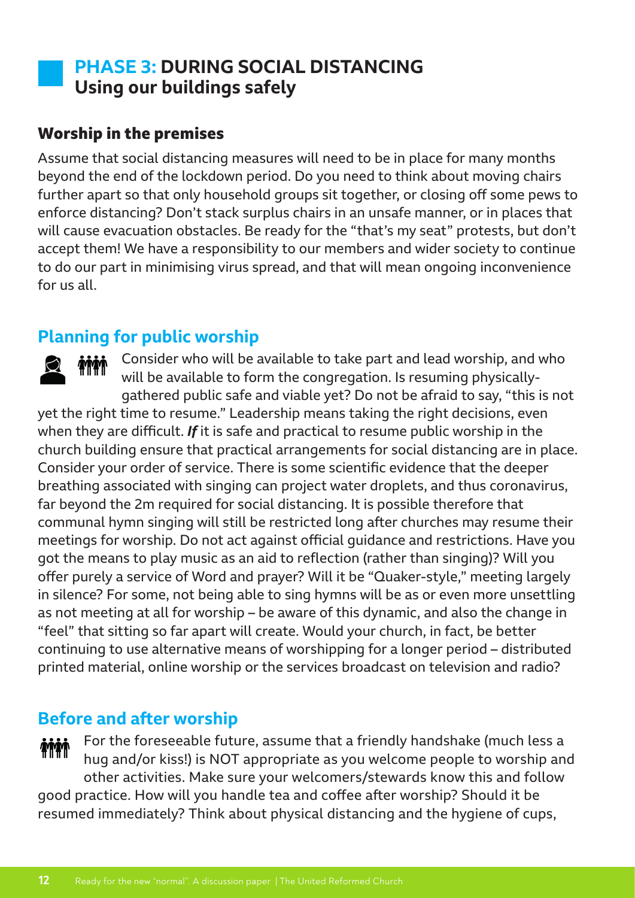## PHASE 3: DURING SOCIAL DISTANCING
## Using our buildings safely

### Worship in the premises

Assume that social distancing measures will need to be in place for many months beyond the end of the lockdown period. Do you need to think about moving chairs further apart so that only household groups sit together, or closing off some pews to enforce distancing? Don't stack surplus chairs in an unsafe manner, or in places that will cause evacuation obstacles. Be ready for the "that's my seat" protests, but don't accept them! We have a responsibility to our members and wider society to continue to do our part in minimising virus spread, and that will mean ongoing inconvenience for us all.

### Planning for public worship

Consider who will be available to take part and lead worship, and who will be available to form the congregation. Is resuming physically-gathered public safe and viable yet? Do not be afraid to say, "this is not yet the right time to resume." Leadership means taking the right decisions, even when they are difficult. ***If*** it is safe and practical to resume public worship in the church building ensure that practical arrangements for social distancing are in place. Consider your order of service. There is some scientific evidence that the deeper breathing associated with singing can project water droplets, and thus coronavirus, far beyond the 2m required for social distancing. It is possible therefore that communal hymn singing will still be restricted long after churches may resume their meetings for worship. Do not act against official guidance and restrictions. Have you got the means to play music as an aid to reflection (rather than singing)? Will you offer purely a service of Word and prayer? Will it be "Quaker-style," meeting largely in silence? For some, not being able to sing hymns will be as or even more unsettling as not meeting at all for worship – be aware of this dynamic, and also the change in "feel" that sitting so far apart will create. Would your church, in fact, be better continuing to use alternative means of worshipping for a longer period – distributed printed material, online worship or the services broadcast on television and radio?

### Before and after worship

For the foreseeable future, assume that a friendly handshake (much less a hug and/or kiss!) is NOT appropriate as you welcome people to worship and other activities. Make sure your welcomers/stewards know this and follow good practice. How will you handle tea and coffee after worship? Should it be resumed immediately? Think about physical distancing and the hygiene of cups,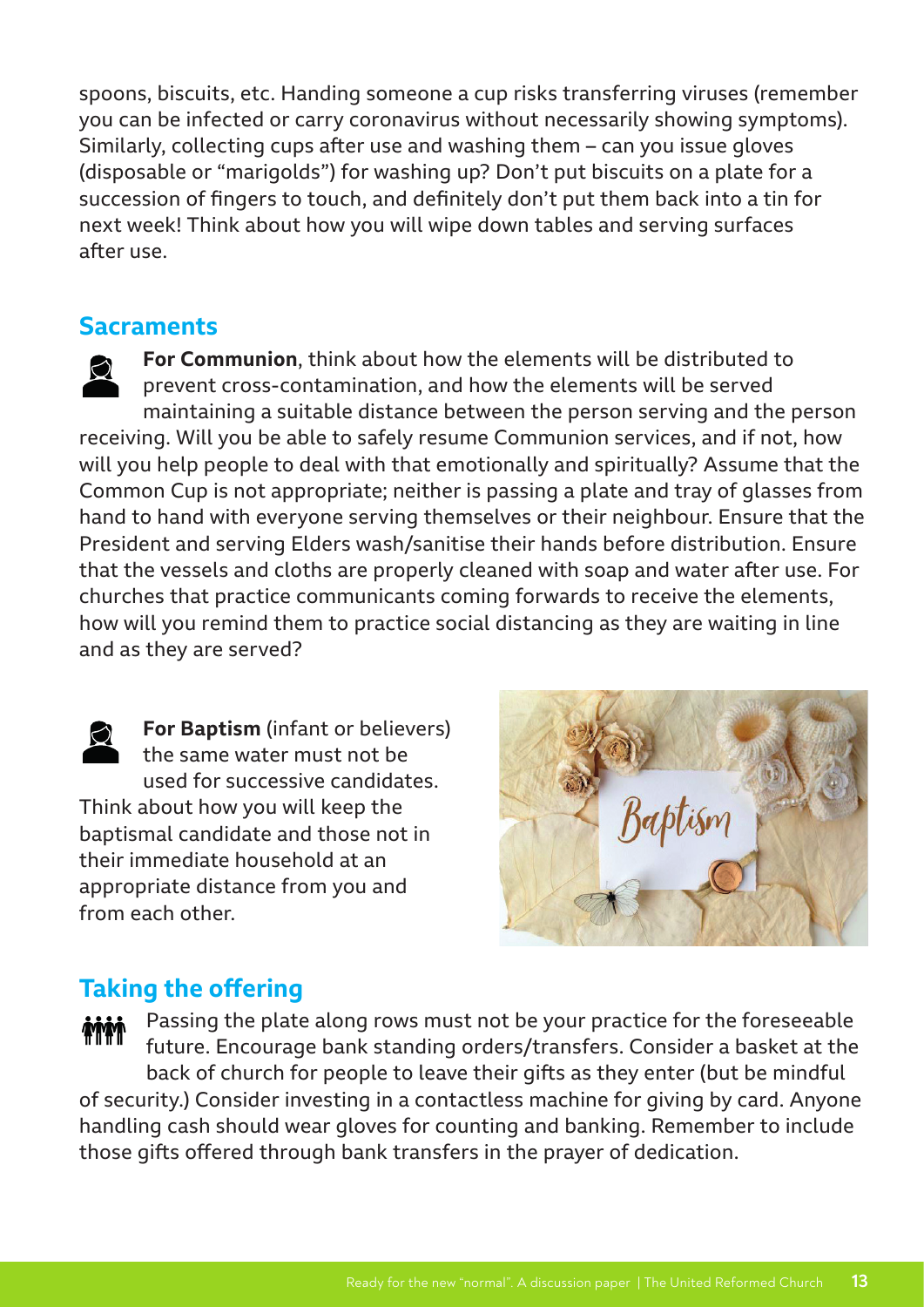spoons, biscuits, etc. Handing someone a cup risks transferring viruses (remember you can be infected or carry coronavirus without necessarily showing symptoms). Similarly, collecting cups after use and washing them – can you issue gloves (disposable or "marigolds") for washing up? Don't put biscuits on a plate for a succession of fingers to touch, and definitely don't put them back into a tin for next week! Think about how you will wipe down tables and serving surfaces after use.

## Sacraments

**For Communion**, think about how the elements will be distributed to prevent cross-contamination, and how the elements will be served maintaining a suitable distance between the person serving and the person receiving. Will you be able to safely resume Communion services, and if not, how will you help people to deal with that emotionally and spiritually? Assume that the Common Cup is not appropriate; neither is passing a plate and tray of glasses from hand to hand with everyone serving themselves or their neighbour. Ensure that the President and serving Elders wash/sanitise their hands before distribution. Ensure that the vessels and cloths are properly cleaned with soap and water after use. For churches that practice communicants coming forwards to receive the elements, how will you remind them to practice social distancing as they are waiting in line and as they are served?

**For Baptism** (infant or believers) the same water must not be used for successive candidates. Think about how you will keep the baptismal candidate and those not in their immediate household at an appropriate distance from you and from each other.

## Taking the offering

Passing the plate along rows must not be your practice for the foreseeable future. Encourage bank standing orders/transfers. Consider a basket at the back of church for people to leave their gifts as they enter (but be mindful of security.) Consider investing in a contactless machine for giving by card. Anyone handling cash should wear gloves for counting and banking. Remember to include those gifts offered through bank transfers in the prayer of dedication.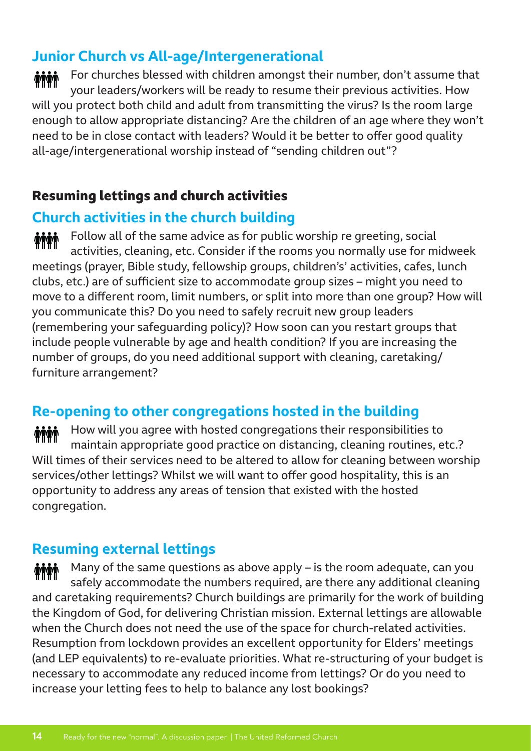### Junior Church vs All-age/Intergenerational

For churches blessed with children amongst their number, don't assume that your leaders/workers will be ready to resume their previous activities. How will you protect both child and adult from transmitting the virus? Is the room large enough to allow appropriate distancing? Are the children of an age where they won't need to be in close contact with leaders? Would it be better to offer good quality all-age/intergenerational worship instead of "sending children out"?

## Resuming lettings and church activities

### Church activities in the church building

Follow all of the same advice as for public worship re greeting, social activities, cleaning, etc. Consider if the rooms you normally use for midweek meetings (prayer, Bible study, fellowship groups, children's' activities, cafes, lunch clubs, etc.) are of sufficient size to accommodate group sizes – might you need to move to a different room, limit numbers, or split into more than one group? How will you communicate this? Do you need to safely recruit new group leaders (remembering your safeguarding policy)? How soon can you restart groups that include people vulnerable by age and health condition? If you are increasing the number of groups, do you need additional support with cleaning, caretaking/ furniture arrangement?

### Re-opening to other congregations hosted in the building

How will you agree with hosted congregations their responsibilities to maintain appropriate good practice on distancing, cleaning routines, etc.? Will times of their services need to be altered to allow for cleaning between worship services/other lettings? Whilst we will want to offer good hospitality, this is an opportunity to address any areas of tension that existed with the hosted congregation.

### Resuming external lettings

Many of the same questions as above apply – is the room adequate, can you safely accommodate the numbers required, are there any additional cleaning and caretaking requirements? Church buildings are primarily for the work of building the Kingdom of God, for delivering Christian mission. External lettings are allowable when the Church does not need the use of the space for church-related activities. Resumption from lockdown provides an excellent opportunity for Elders' meetings (and LEP equivalents) to re-evaluate priorities. What re-structuring of your budget is necessary to accommodate any reduced income from lettings? Or do you need to increase your letting fees to help to balance any lost bookings?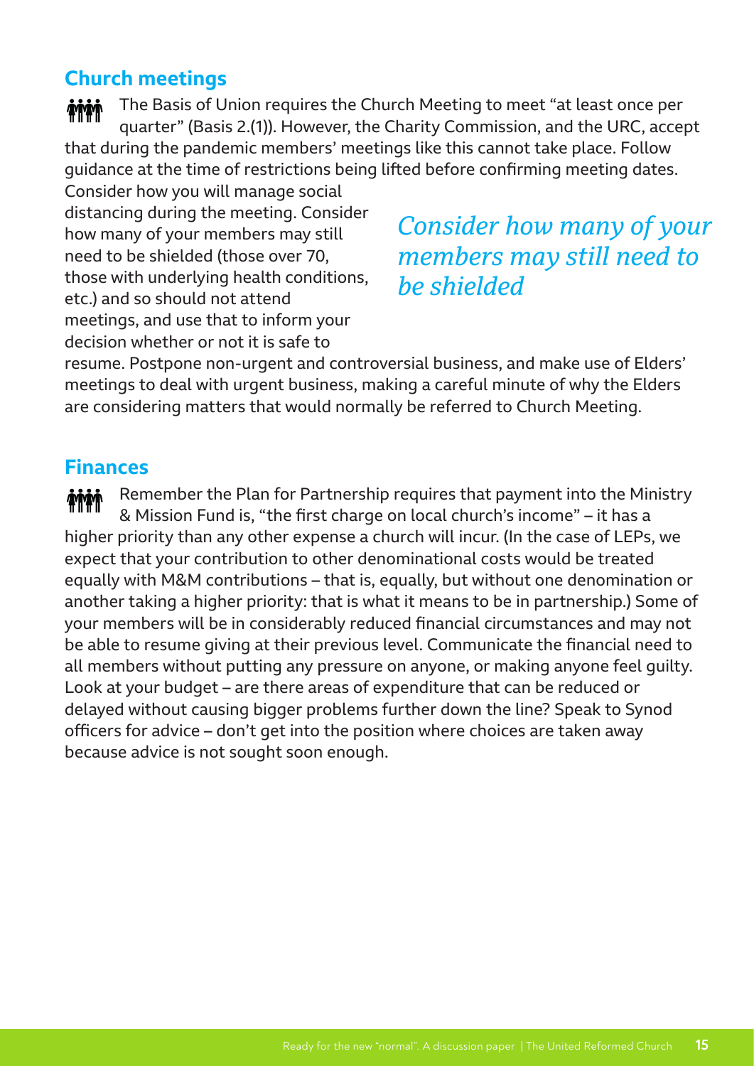## Church meetings

The Basis of Union requires the Church Meeting to meet "at least once per quarter" (Basis 2.(1)). However, the Charity Commission, and the URC, accept that during the pandemic members' meetings like this cannot take place. Follow guidance at the time of restrictions being lifted before confirming meeting dates. Consider how you will manage social distancing during the meeting. Consider how many of your members may still need to be shielded (those over 70, those with underlying health conditions, etc.) and so should not attend meetings, and use that to inform your decision whether or not it is safe to resume. Postpone non-urgent and controversial business, and make use of Elders' meetings to deal with urgent business, making a careful minute of why the Elders are considering matters that would normally be referred to Church Meeting.

*Consider how many of your members may still need to be shielded*

## Finances

Remember the Plan for Partnership requires that payment into the Ministry & Mission Fund is, "the first charge on local church's income" – it has a higher priority than any other expense a church will incur. (In the case of LEPs, we expect that your contribution to other denominational costs would be treated equally with M&M contributions – that is, equally, but without one denomination or another taking a higher priority: that is what it means to be in partnership.) Some of your members will be in considerably reduced financial circumstances and may not be able to resume giving at their previous level. Communicate the financial need to all members without putting any pressure on anyone, or making anyone feel guilty. Look at your budget – are there areas of expenditure that can be reduced or delayed without causing bigger problems further down the line? Speak to Synod officers for advice – don't get into the position where choices are taken away because advice is not sought soon enough.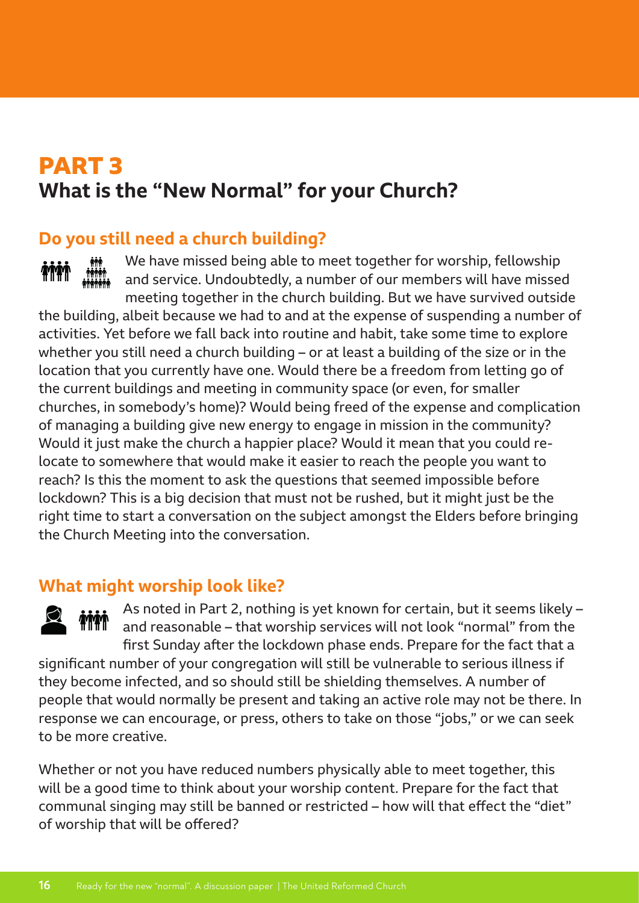# PART 3
## What is the "New Normal" for your Church?

### Do you still need a church building?

We have missed being able to meet together for worship, fellowship and service. Undoubtedly, a number of our members will have missed meeting together in the church building. But we have survived outside the building, albeit because we had to and at the expense of suspending a number of activities. Yet before we fall back into routine and habit, take some time to explore whether you still need a church building – or at least a building of the size or in the location that you currently have one. Would there be a freedom from letting go of the current buildings and meeting in community space (or even, for smaller churches, in somebody's home)? Would being freed of the expense and complication of managing a building give new energy to engage in mission in the community? Would it just make the church a happier place? Would it mean that you could re-locate to somewhere that would make it easier to reach the people you want to reach? Is this the moment to ask the questions that seemed impossible before lockdown? This is a big decision that must not be rushed, but it might just be the right time to start a conversation on the subject amongst the Elders before bringing the Church Meeting into the conversation.

### What might worship look like?

As noted in Part 2, nothing is yet known for certain, but it seems likely – and reasonable – that worship services will not look "normal" from the first Sunday after the lockdown phase ends. Prepare for the fact that a significant number of your congregation will still be vulnerable to serious illness if they become infected, and so should still be shielding themselves. A number of people that would normally be present and taking an active role may not be there. In response we can encourage, or press, others to take on those "jobs," or we can seek to be more creative.

Whether or not you have reduced numbers physically able to meet together, this will be a good time to think about your worship content. Prepare for the fact that communal singing may still be banned or restricted – how will that effect the "diet" of worship that will be offered?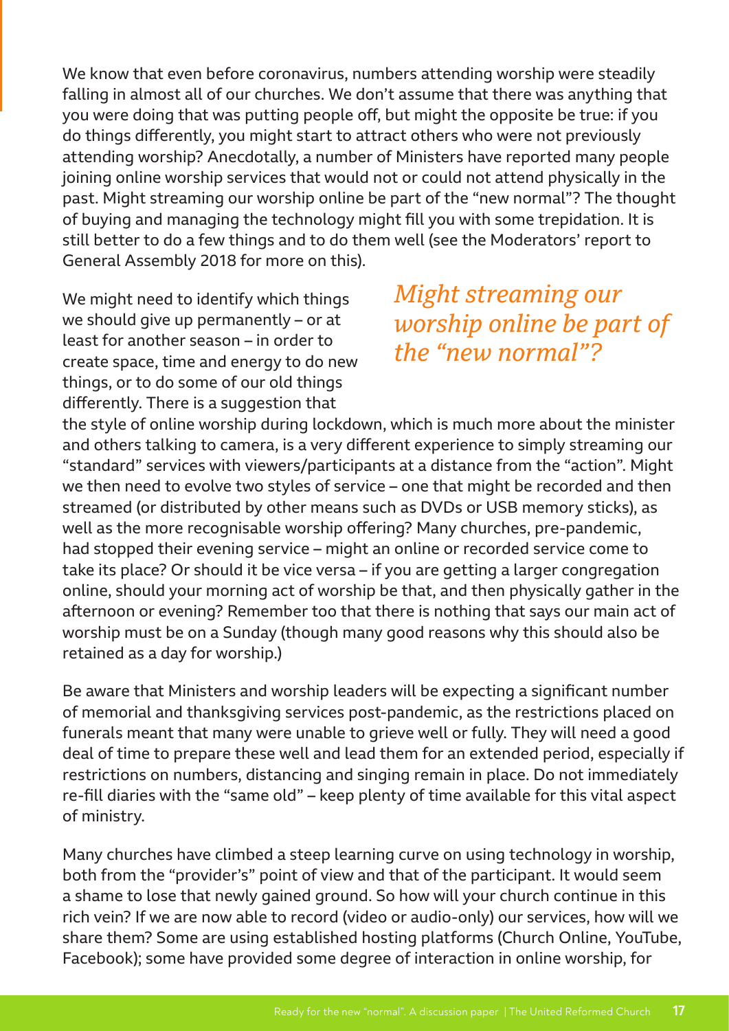We know that even before coronavirus, numbers attending worship were steadily falling in almost all of our churches. We don't assume that there was anything that you were doing that was putting people off, but might the opposite be true: if you do things differently, you might start to attract others who were not previously attending worship? Anecdotally, a number of Ministers have reported many people joining online worship services that would not or could not attend physically in the past. Might streaming our worship online be part of the "new normal"? The thought of buying and managing the technology might fill you with some trepidation. It is still better to do a few things and to do them well (see the Moderators' report to General Assembly 2018 for more on this).

*Might streaming our worship online be part of the "new normal"?*

We might need to identify which things we should give up permanently – or at least for another season – in order to create space, time and energy to do new things, or to do some of our old things differently. There is a suggestion that the style of online worship during lockdown, which is much more about the minister and others talking to camera, is a very different experience to simply streaming our "standard" services with viewers/participants at a distance from the "action". Might we then need to evolve two styles of service – one that might be recorded and then streamed (or distributed by other means such as DVDs or USB memory sticks), as well as the more recognisable worship offering? Many churches, pre-pandemic, had stopped their evening service – might an online or recorded service come to take its place? Or should it be vice versa – if you are getting a larger congregation online, should your morning act of worship be that, and then physically gather in the afternoon or evening? Remember too that there is nothing that says our main act of worship must be on a Sunday (though many good reasons why this should also be retained as a day for worship.)

Be aware that Ministers and worship leaders will be expecting a significant number of memorial and thanksgiving services post-pandemic, as the restrictions placed on funerals meant that many were unable to grieve well or fully. They will need a good deal of time to prepare these well and lead them for an extended period, especially if restrictions on numbers, distancing and singing remain in place. Do not immediately re-fill diaries with the "same old" – keep plenty of time available for this vital aspect of ministry.

Many churches have climbed a steep learning curve on using technology in worship, both from the "provider's" point of view and that of the participant. It would seem a shame to lose that newly gained ground. So how will your church continue in this rich vein? If we are now able to record (video or audio-only) our services, how will we share them? Some are using established hosting platforms (Church Online, YouTube, Facebook); some have provided some degree of interaction in online worship, for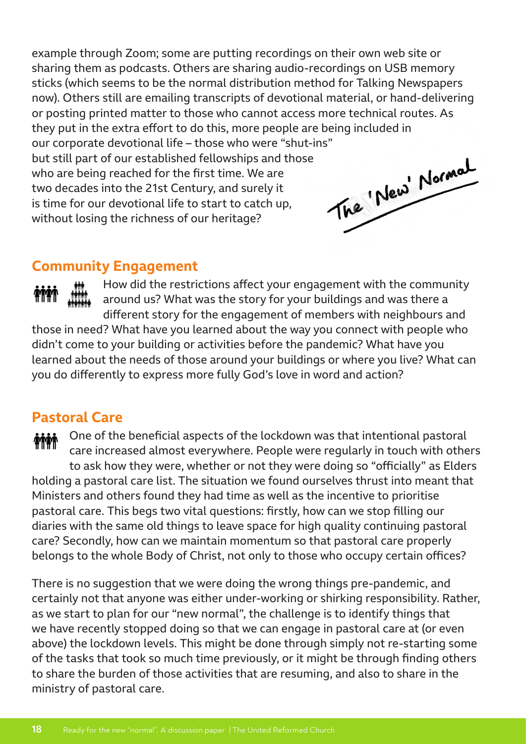example through Zoom; some are putting recordings on their own web site or sharing them as podcasts. Others are sharing audio-recordings on USB memory sticks (which seems to be the normal distribution method for Talking Newspapers now). Others still are emailing transcripts of devotional material, or hand-delivering or posting printed matter to those who cannot access more technical routes. As they put in the extra effort to do this, more people are being included in our corporate devotional life – those who were "shut-ins" but still part of our established fellowships and those who are being reached for the first time. We are two decades into the 21st Century, and surely it is time for our devotional life to start to catch up, without losing the richness of our heritage?

The 'New' Normal

## Community Engagement

How did the restrictions affect your engagement with the community around us? What was the story for your buildings and was there a different story for the engagement of members with neighbours and those in need? What have you learned about the way you connect with people who didn't come to your building or activities before the pandemic? What have you learned about the needs of those around your buildings or where you live? What can you do differently to express more fully God's love in word and action?

## Pastoral Care

One of the beneficial aspects of the lockdown was that intentional pastoral care increased almost everywhere. People were regularly in touch with others to ask how they were, whether or not they were doing so "officially" as Elders holding a pastoral care list. The situation we found ourselves thrust into meant that Ministers and others found they had time as well as the incentive to prioritise pastoral care. This begs two vital questions: firstly, how can we stop filling our diaries with the same old things to leave space for high quality continuing pastoral care? Secondly, how can we maintain momentum so that pastoral care properly belongs to the whole Body of Christ, not only to those who occupy certain offices?

There is no suggestion that we were doing the wrong things pre-pandemic, and certainly not that anyone was either under-working or shirking responsibility. Rather, as we start to plan for our "new normal", the challenge is to identify things that we have recently stopped doing so that we can engage in pastoral care at (or even above) the lockdown levels. This might be done through simply not re-starting some of the tasks that took so much time previously, or it might be through finding others to share the burden of those activities that are resuming, and also to share in the ministry of pastoral care.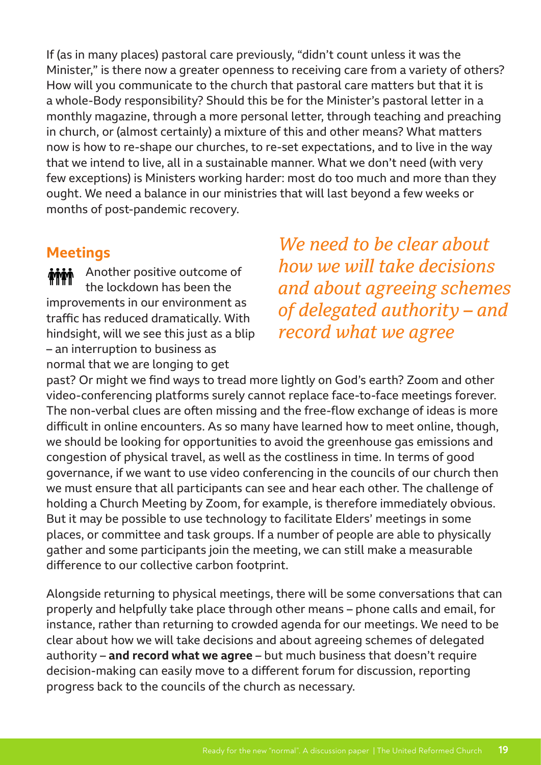If (as in many places) pastoral care previously, "didn't count unless it was the Minister," is there now a greater openness to receiving care from a variety of others? How will you communicate to the church that pastoral care matters but that it is a whole-Body responsibility? Should this be for the Minister's pastoral letter in a monthly magazine, through a more personal letter, through teaching and preaching in church, or (almost certainly) a mixture of this and other means? What matters now is how to re-shape our churches, to re-set expectations, and to live in the way that we intend to live, all in a sustainable manner. What we don't need (with very few exceptions) is Ministers working harder: most do too much and more than they ought. We need a balance in our ministries that will last beyond a few weeks or months of post-pandemic recovery.

## Meetings

Another positive outcome of the lockdown has been the improvements in our environment as traffic has reduced dramatically. With hindsight, will we see this just as a blip – an interruption to business as normal that we are longing to get past? Or might we find ways to tread more lightly on God's earth? Zoom and other video-conferencing platforms surely cannot replace face-to-face meetings forever. The non-verbal clues are often missing and the free-flow exchange of ideas is more difficult in online encounters. As so many have learned how to meet online, though, we should be looking for opportunities to avoid the greenhouse gas emissions and congestion of physical travel, as well as the costliness in time. In terms of good governance, if we want to use video conferencing in the councils of our church then we must ensure that all participants can see and hear each other. The challenge of holding a Church Meeting by Zoom, for example, is therefore immediately obvious. But it may be possible to use technology to facilitate Elders' meetings in some places, or committee and task groups. If a number of people are able to physically gather and some participants join the meeting, we can still make a measurable difference to our collective carbon footprint.

*We need to be clear about how we will take decisions and about agreeing schemes of delegated authority – and record what we agree*

Alongside returning to physical meetings, there will be some conversations that can properly and helpfully take place through other means – phone calls and email, for instance, rather than returning to crowded agenda for our meetings. We need to be clear about how we will take decisions and about agreeing schemes of delegated authority – **and record what we agree** – but much business that doesn't require decision-making can easily move to a different forum for discussion, reporting progress back to the councils of the church as necessary.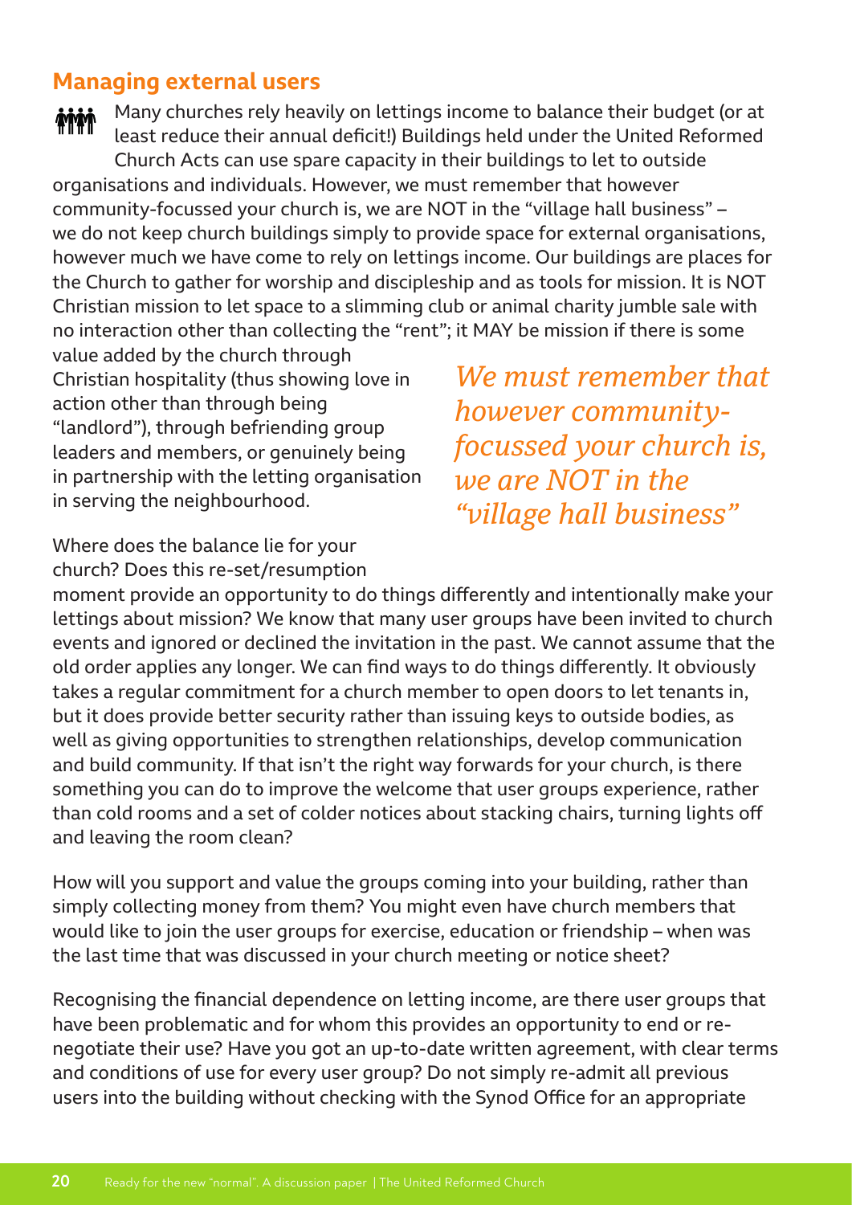## Managing external users

Many churches rely heavily on lettings income to balance their budget (or at least reduce their annual deficit!) Buildings held under the United Reformed Church Acts can use spare capacity in their buildings to let to outside organisations and individuals. However, we must remember that however community-focussed your church is, we are NOT in the "village hall business" – we do not keep church buildings simply to provide space for external organisations, however much we have come to rely on lettings income. Our buildings are places for the Church to gather for worship and discipleship and as tools for mission. It is NOT Christian mission to let space to a slimming club or animal charity jumble sale with no interaction other than collecting the "rent"; it MAY be mission if there is some value added by the church through Christian hospitality (thus showing love in action other than through being "landlord"), through befriending group leaders and members, or genuinely being in partnership with the letting organisation in serving the neighbourhood.

*We must remember that however community-focussed your church is, we are NOT in the "village hall business"*

Where does the balance lie for your church? Does this re-set/resumption moment provide an opportunity to do things differently and intentionally make your lettings about mission? We know that many user groups have been invited to church events and ignored or declined the invitation in the past. We cannot assume that the old order applies any longer. We can find ways to do things differently. It obviously takes a regular commitment for a church member to open doors to let tenants in, but it does provide better security rather than issuing keys to outside bodies, as well as giving opportunities to strengthen relationships, develop communication and build community. If that isn't the right way forwards for your church, is there something you can do to improve the welcome that user groups experience, rather than cold rooms and a set of colder notices about stacking chairs, turning lights off and leaving the room clean?

How will you support and value the groups coming into your building, rather than simply collecting money from them? You might even have church members that would like to join the user groups for exercise, education or friendship – when was the last time that was discussed in your church meeting or notice sheet?

Recognising the financial dependence on letting income, are there user groups that have been problematic and for whom this provides an opportunity to end or re-negotiate their use? Have you got an up-to-date written agreement, with clear terms and conditions of use for every user group? Do not simply re-admit all previous users into the building without checking with the Synod Office for an appropriate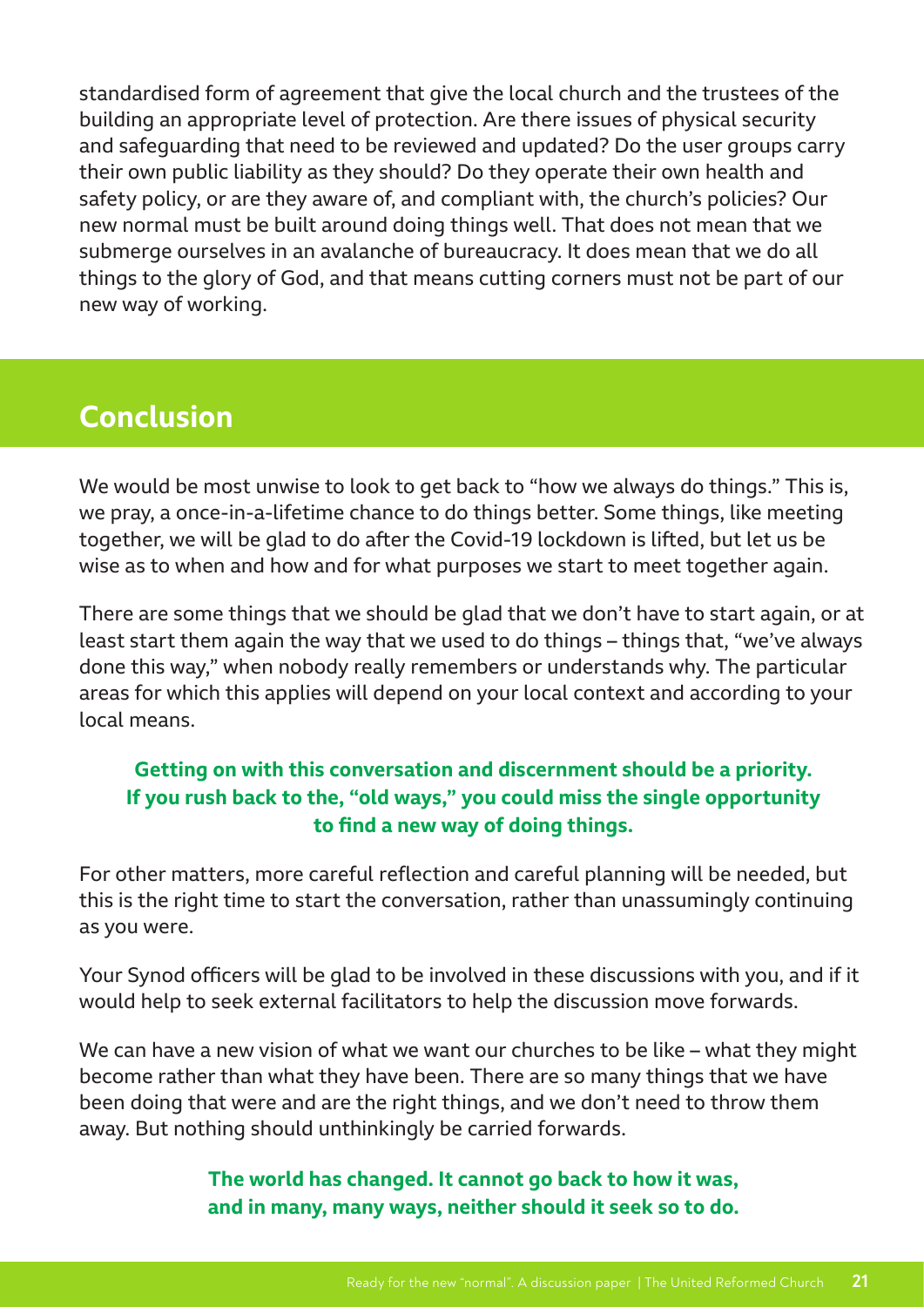standardised form of agreement that give the local church and the trustees of the building an appropriate level of protection. Are there issues of physical security and safeguarding that need to be reviewed and updated? Do the user groups carry their own public liability as they should? Do they operate their own health and safety policy, or are they aware of, and compliant with, the church's policies? Our new normal must be built around doing things well. That does not mean that we submerge ourselves in an avalanche of bureaucracy. It does mean that we do all things to the glory of God, and that means cutting corners must not be part of our new way of working.

## Conclusion

We would be most unwise to look to get back to "how we always do things." This is, we pray, a once-in-a-lifetime chance to do things better. Some things, like meeting together, we will be glad to do after the Covid-19 lockdown is lifted, but let us be wise as to when and how and for what purposes we start to meet together again.

There are some things that we should be glad that we don't have to start again, or at least start them again the way that we used to do things – things that, "we've always done this way," when nobody really remembers or understands why. The particular areas for which this applies will depend on your local context and according to your local means.

**Getting on with this conversation and discernment should be a priority. If you rush back to the, "old ways," you could miss the single opportunity to find a new way of doing things.**

For other matters, more careful reflection and careful planning will be needed, but this is the right time to start the conversation, rather than unassumingly continuing as you were.

Your Synod officers will be glad to be involved in these discussions with you, and if it would help to seek external facilitators to help the discussion move forwards.

We can have a new vision of what we want our churches to be like – what they might become rather than what they have been. There are so many things that we have been doing that were and are the right things, and we don't need to throw them away. But nothing should unthinkingly be carried forwards.

**The world has changed. It cannot go back to how it was, and in many, many ways, neither should it seek so to do.**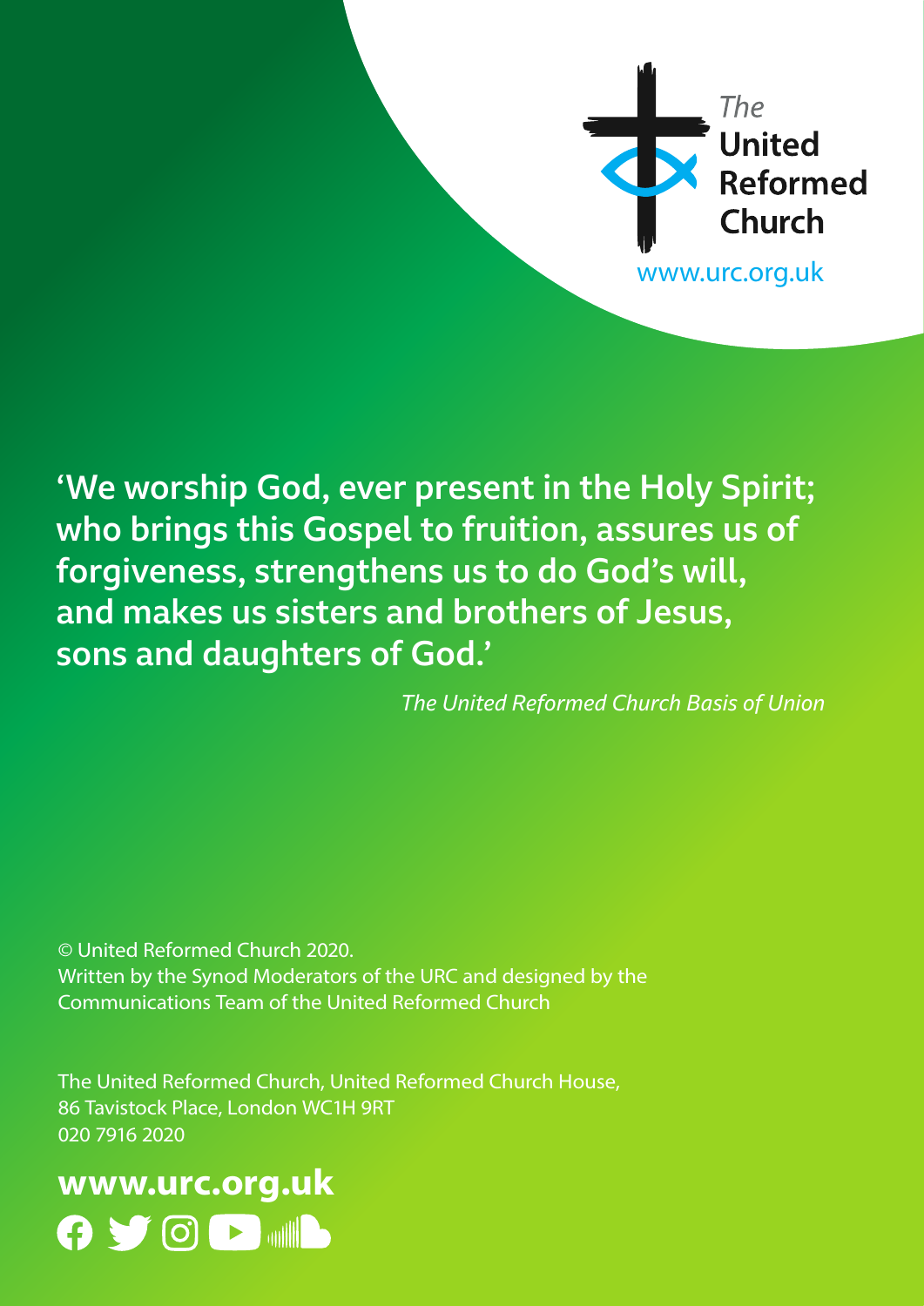The United Reformed Church

www.urc.org.uk

**'We worship God, ever present in the Holy Spirit; who brings this Gospel to fruition, assures us of forgiveness, strengthens us to do God's will, and makes us sisters and brothers of Jesus, sons and daughters of God.'**

*The United Reformed Church Basis of Union*

© United Reformed Church 2020.
Written by the Synod Moderators of the URC and designed by the Communications Team of the United Reformed Church

The United Reformed Church, United Reformed Church House,
86 Tavistock Place, London WC1H 9RT
020 7916 2020

**www.urc.org.uk**